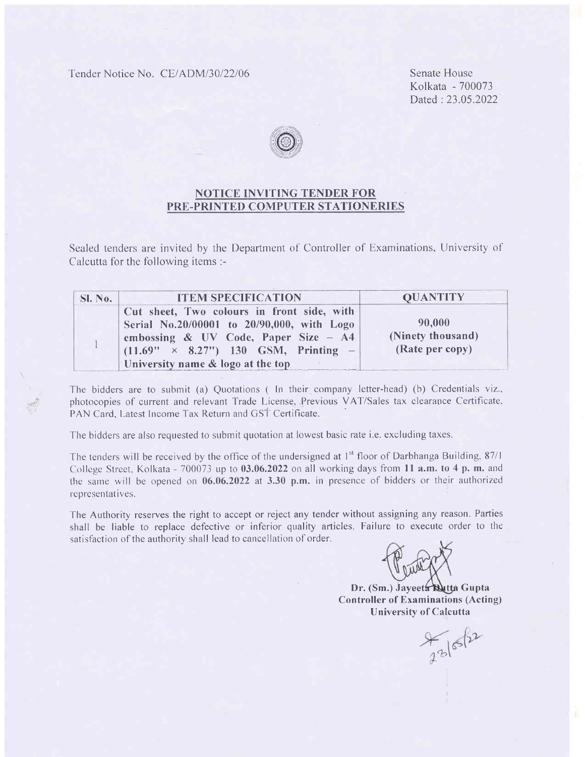Tender Notice No. CE/ADM/30/22/06

Senate House
Kolkata - 700073
Dated : 23.05.2022

## NOTICE INVITING TENDER FOR PRE-PRINTED COMPUTER STATIONERIES

Sealed tenders are invited by the Department of Controller of Examinations, University of Calcutta for the following items :-

| Sl. No. | ITEM SPECIFICATION | QUANTITY |
|---|---|---|
| 1 | **Cut sheet, Two colours in front side, with Serial No.20/00001 to 20/90,000, with Logo embossing & UV Code, Paper Size – A4 (11.69" × 8.27") 130 GSM, Printing – University name & logo at the top** | **90,000 (Ninety thousand) (Rate per copy)** |

The bidders are to submit (a) Quotations ( In their company letter-head) (b) Credentials viz., photocopies of current and relevant Trade License, Previous VAT/Sales tax clearance Certificate, PAN Card, Latest Income Tax Return and GST Certificate.

The bidders are also requested to submit quotation at lowest basic rate i.e. excluding taxes.

The tenders will be received by the office of the undersigned at 1st floor of Darbhanga Building, 87/1 College Street, Kolkata - 700073 up to **03.06.2022** on all working days from **11 a.m. to 4 p. m.** and the same will be opened on **06.06.2022** at **3.30 p.m.** in presence of bidders or their authorized representatives.

The Authority reserves the right to accept or reject any tender without assigning any reason. Parties shall be liable to replace defective or inferior quality articles. Failure to execute order to the satisfaction of the authority shall lead to cancellation of order.

**Dr. (Sm.) Jayeeta Dutta Gupta**
**Controller of Examinations (Acting)**
**University of Calcutta**

23/05/22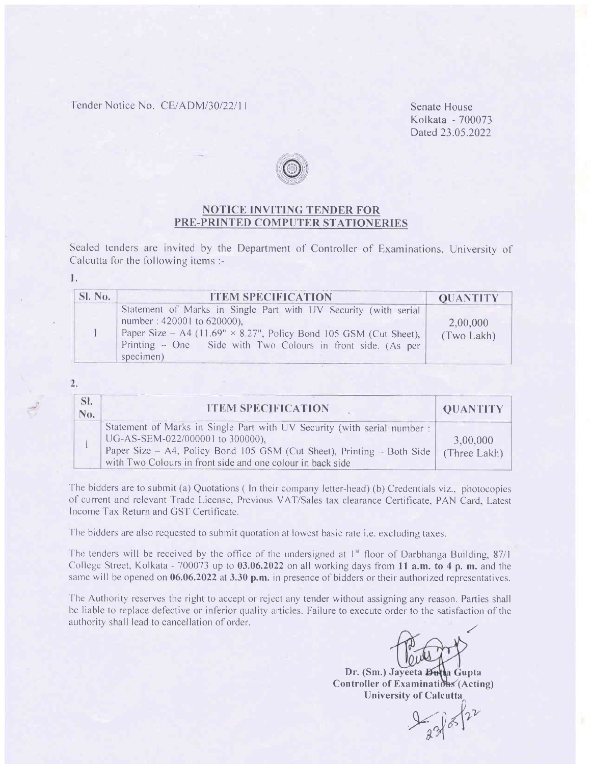Tender Notice No. CE/ADM/30/22/11

Senate House
Kolkata - 700073
Dated 23.05.2022

## NOTICE INVITING TENDER FOR PRE-PRINTED COMPUTER STATIONERIES

Sealed tenders are invited by the Department of Controller of Examinations, University of Calcutta for the following items :-

1.

| Sl. No. | ITEM SPECIFICATION | QUANTITY |
|---|---|---|
| 1 | Statement of Marks in Single Part with UV Security (with serial number : 420001 to 620000), Paper Size – A4 (11.69" × 8.27", Policy Bond 105 GSM (Cut Sheet), Printing – One Side with Two Colours in front side. (As per specimen) | 2,00,000 (Two Lakh) |

2.

| Sl. No. | ITEM SPECIFICATION | QUANTITY |
|---|---|---|
| 1 | Statement of Marks in Single Part with UV Security (with serial number : UG-AS-SEM-022/000001 to 300000), Paper Size – A4, Policy Bond 105 GSM (Cut Sheet), Printing – Both Side with Two Colours in front side and one colour in back side | 3,00,000 (Three Lakh) |

The bidders are to submit (a) Quotations ( In their company letter-head) (b) Credentials viz., photocopies of current and relevant Trade License, Previous VAT/Sales tax clearance Certificate, PAN Card, Latest Income Tax Return and GST Certificate.

The bidders are also requested to submit quotation at lowest basic rate i.e. excluding taxes.

The tenders will be received by the office of the undersigned at 1st floor of Darbhanga Building, 87/1 College Street, Kolkata - 700073 up to **03.06.2022** on all working days from **11 a.m. to 4 p. m.** and the same will be opened on **06.06.2022** at **3.30 p.m.** in presence of bidders or their authorized representatives.

The Authority reserves the right to accept or reject any tender without assigning any reason. Parties shall be liable to replace defective or inferior quality articles. Failure to execute order to the satisfaction of the authority shall lead to cancellation of order.

**Dr. (Sm.) Jayeeta Dutta Gupta**
**Controller of Examinations (Acting)**
**University of Calcutta**
23/05/22